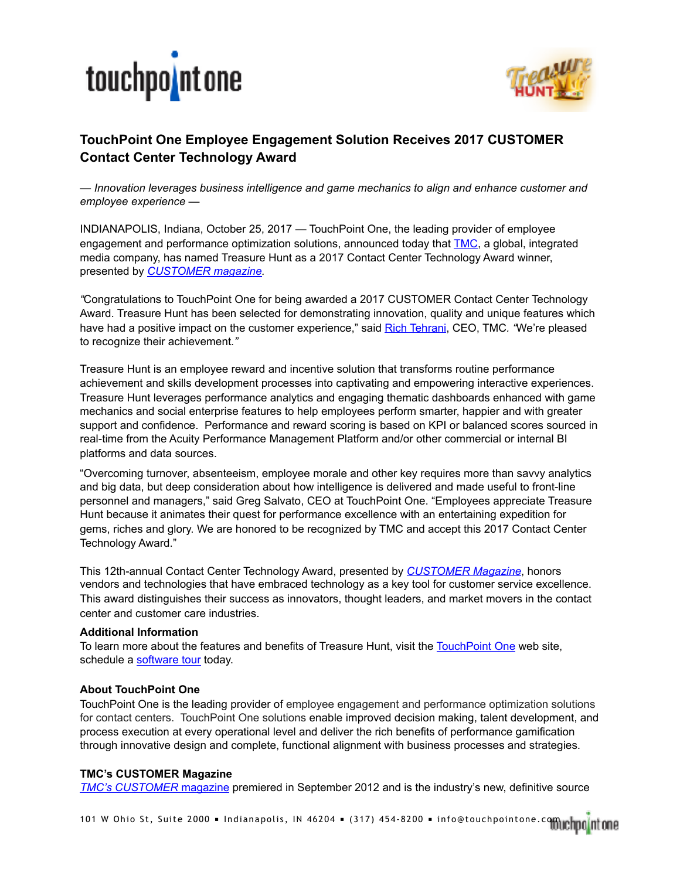# TouchPoint One Employee Engagement Solution Receives 2017 CUSTOMER Contact Center Technology Award

*— Innovation leverages business intelligence and game mechanics to align and enhance customer and employee experience —*

INDIANAPOLIS, Indiana, October 25, 2017 — TouchPoint One, the leading provider of employee engagement and performance optimization solutions, announced today that TMC, a global, integrated media company, has named Treasure Hunt as a 2017 Contact Center Technology Award winner, presented by *CUSTOMER magazine*.

*"*Congratulations to TouchPoint One for being awarded a 2017 CUSTOMER Contact Center Technology Award. Treasure Hunt has been selected for demonstrating innovation, quality and unique features which have had a positive impact on the customer experience," said Rich Tehrani, CEO, TMC*.* *"*We're pleased to recognize their achievement*."*

Treasure Hunt is an employee reward and incentive solution that transforms routine performance achievement and skills development processes into captivating and empowering interactive experiences. Treasure Hunt leverages performance analytics and engaging thematic dashboards enhanced with game mechanics and social enterprise features to help employees perform smarter, happier and with greater support and confidence. Performance and reward scoring is based on KPI or balanced scores sourced in real-time from the Acuity Performance Management Platform and/or other commercial or internal BI platforms and data sources.

"Overcoming turnover, absenteeism, employee morale and other key requires more than savvy analytics and big data, but deep consideration about how intelligence is delivered and made useful to front-line personnel and managers," said Greg Salvato, CEO at TouchPoint One. "Employees appreciate Treasure Hunt because it animates their quest for performance excellence with an entertaining expedition for gems, riches and glory. We are honored to be recognized by TMC and accept this 2017 Contact Center Technology Award."

This 12th-annual Contact Center Technology Award, presented by *CUSTOMER Magazine*, honors vendors and technologies that have embraced technology as a key tool for customer service excellence. This award distinguishes their success as innovators, thought leaders, and market movers in the contact center and customer care industries.

**Additional Information**

To learn more about the features and benefits of Treasure Hunt, visit the TouchPoint One web site, schedule a software tour today.

**About TouchPoint One**

TouchPoint One is the leading provider of employee engagement and performance optimization solutions for contact centers. TouchPoint One solutions enable improved decision making, talent development, and process execution at every operational level and deliver the rich benefits of performance gamification through innovative design and complete, functional alignment with business processes and strategies.

**TMC's CUSTOMER Magazine**

*TMC's CUSTOMER* magazine premiered in September 2012 and is the industry's new, definitive source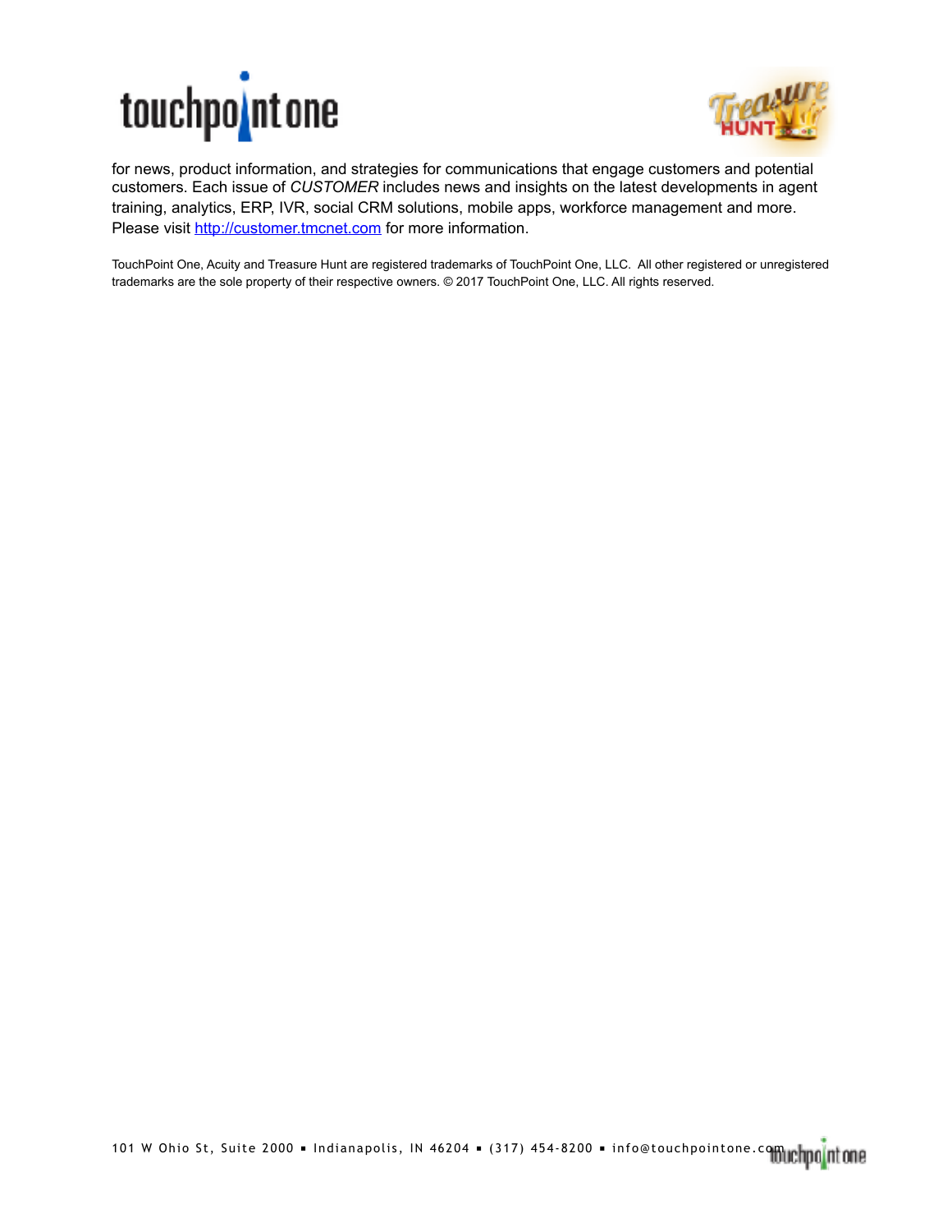for news, product information, and strategies for communications that engage customers and potential customers. Each issue of *CUSTOMER* includes news and insights on the latest developments in agent training, analytics, ERP, IVR, social CRM solutions, mobile apps, workforce management and more. Please visit [http://customer.tmcnet.com](http://customer.tmcnet.com) for more information.

TouchPoint One, Acuity and Treasure Hunt are registered trademarks of TouchPoint One, LLC. All other registered or unregistered trademarks are the sole property of their respective owners. © 2017 TouchPoint One, LLC. All rights reserved.

101 W Ohio St, Suite 2000 ▪ Indianapolis, IN 46204 ▪ (317) 454-8200 ▪ info@touchpointone.com